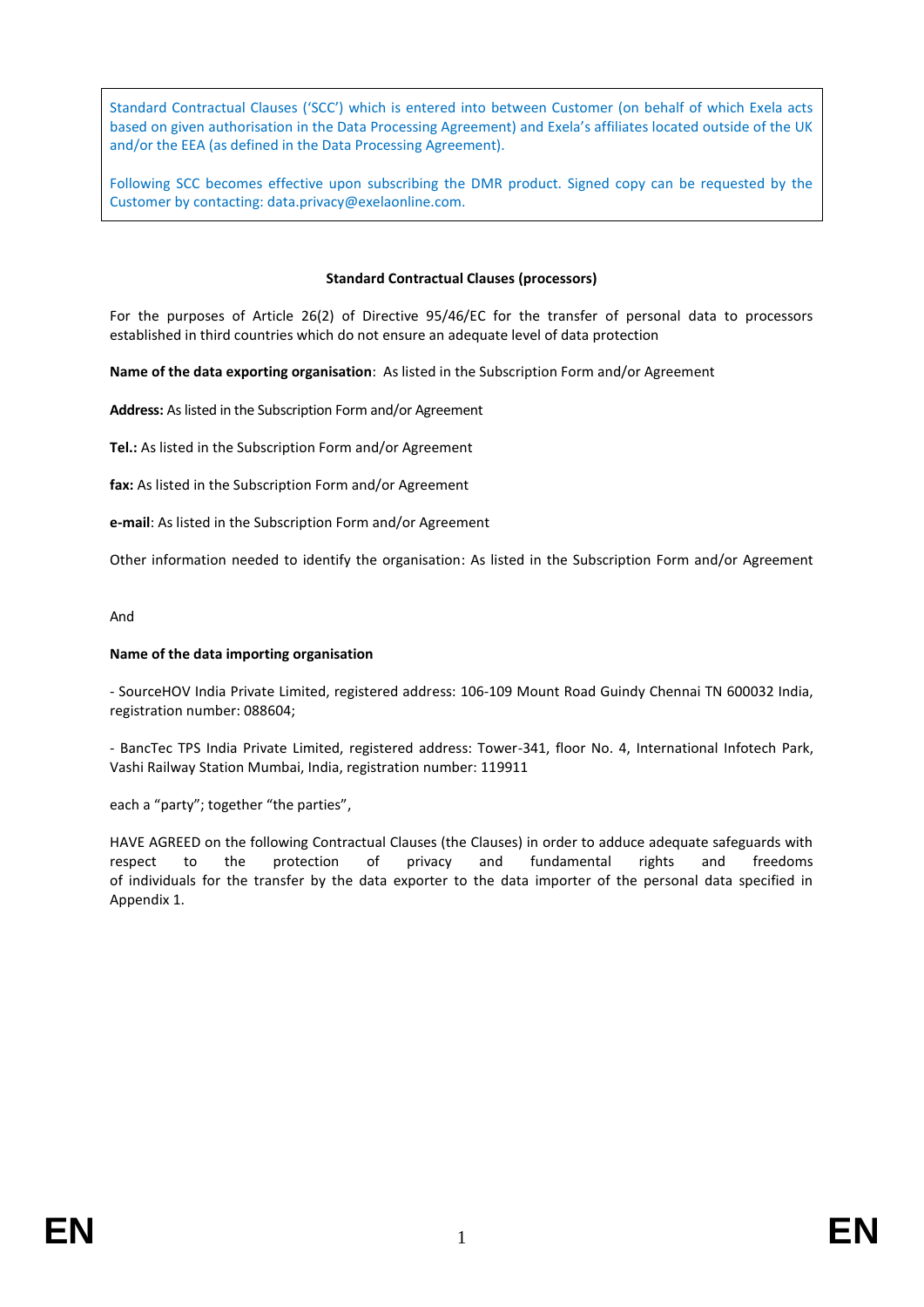Standard Contractual Clauses ('SCC') which is entered into between Customer (on behalf of which Exela acts based on given authorisation in the Data Processing Agreement) and Exela's affiliates located outside of the UK and/or the EEA (as defined in the Data Processing Agreement).

Following SCC becomes effective upon subscribing the DMR product. Signed copy can be requested by the Customer by contacting: data.privacy@exelaonline.com.

**Standard Contractual Clauses (processors)**

For the purposes of Article 26(2) of Directive 95/46/EC for the transfer of personal data to processors established in third countries which do not ensure an adequate level of data protection

**Name of the data exporting organisation**: As listed in the Subscription Form and/or Agreement

**Address:** As listed in the Subscription Form and/or Agreement

**Tel.:** As listed in the Subscription Form and/or Agreement

**fax:** As listed in the Subscription Form and/or Agreement

**e-mail**: As listed in the Subscription Form and/or Agreement

Other information needed to identify the organisation: As listed in the Subscription Form and/or Agreement

And

**Name of the data importing organisation**

- SourceHOV India Private Limited, registered address: 106-109 Mount Road Guindy Chennai TN 600032 India, registration number: 088604;

- BancTec TPS India Private Limited, registered address: Tower-341, floor No. 4, International Infotech Park, Vashi Railway Station Mumbai, India, registration number: 119911

each a "party"; together "the parties",

HAVE AGREED on the following Contractual Clauses (the Clauses) in order to adduce adequate safeguards with respect to the protection of privacy and fundamental rights and freedoms of individuals for the transfer by the data exporter to the data importer of the personal data specified in Appendix 1.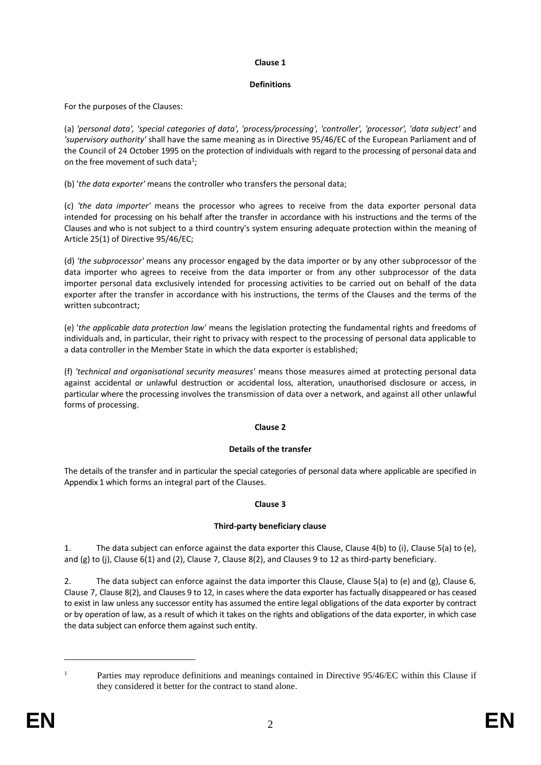**Clause 1**

**Definitions**

For the purposes of the Clauses:

(a) *'personal data', 'special categories of data', 'process/processing', 'controller', 'processor', 'data subject'* and *'supervisory authority'* shall have the same meaning as in Directive 95/46/EC of the European Parliament and of the Council of 24 October 1995 on the protection of individuals with regard to the processing of personal data and on the free movement of such data[1];

(b) '*the data exporter'* means the controller who transfers the personal data;

(c) *'the data importer'* means the processor who agrees to receive from the data exporter personal data intended for processing on his behalf after the transfer in accordance with his instructions and the terms of the Clauses and who is not subject to a third country's system ensuring adequate protection within the meaning of Article 25(1) of Directive 95/46/EC;

(d) *'the subprocessor'* means any processor engaged by the data importer or by any other subprocessor of the data importer who agrees to receive from the data importer or from any other subprocessor of the data importer personal data exclusively intended for processing activities to be carried out on behalf of the data exporter after the transfer in accordance with his instructions, the terms of the Clauses and the terms of the written subcontract;

(e) '*the applicable data protection law'* means the legislation protecting the fundamental rights and freedoms of individuals and, in particular, their right to privacy with respect to the processing of personal data applicable to a data controller in the Member State in which the data exporter is established;

(f) *'technical and organisational security measures'* means those measures aimed at protecting personal data against accidental or unlawful destruction or accidental loss, alteration, unauthorised disclosure or access, in particular where the processing involves the transmission of data over a network, and against all other unlawful forms of processing.

**Clause 2**

**Details of the transfer**

The details of the transfer and in particular the special categories of personal data where applicable are specified in Appendix 1 which forms an integral part of the Clauses.

**Clause 3**

**Third-party beneficiary clause**

1. The data subject can enforce against the data exporter this Clause, Clause 4(b) to (i), Clause 5(a) to (e), and (g) to (j), Clause 6(1) and (2), Clause 7, Clause 8(2), and Clauses 9 to 12 as third-party beneficiary.

2. The data subject can enforce against the data importer this Clause, Clause 5(a) to (e) and (g), Clause 6, Clause 7, Clause 8(2), and Clauses 9 to 12, in cases where the data exporter has factually disappeared or has ceased to exist in law unless any successor entity has assumed the entire legal obligations of the data exporter by contract or by operation of law, as a result of which it takes on the rights and obligations of the data exporter, in which case the data subject can enforce them against such entity.

---

[1] Parties may reproduce definitions and meanings contained in Directive 95/46/EC within this Clause if they considered it better for the contract to stand alone.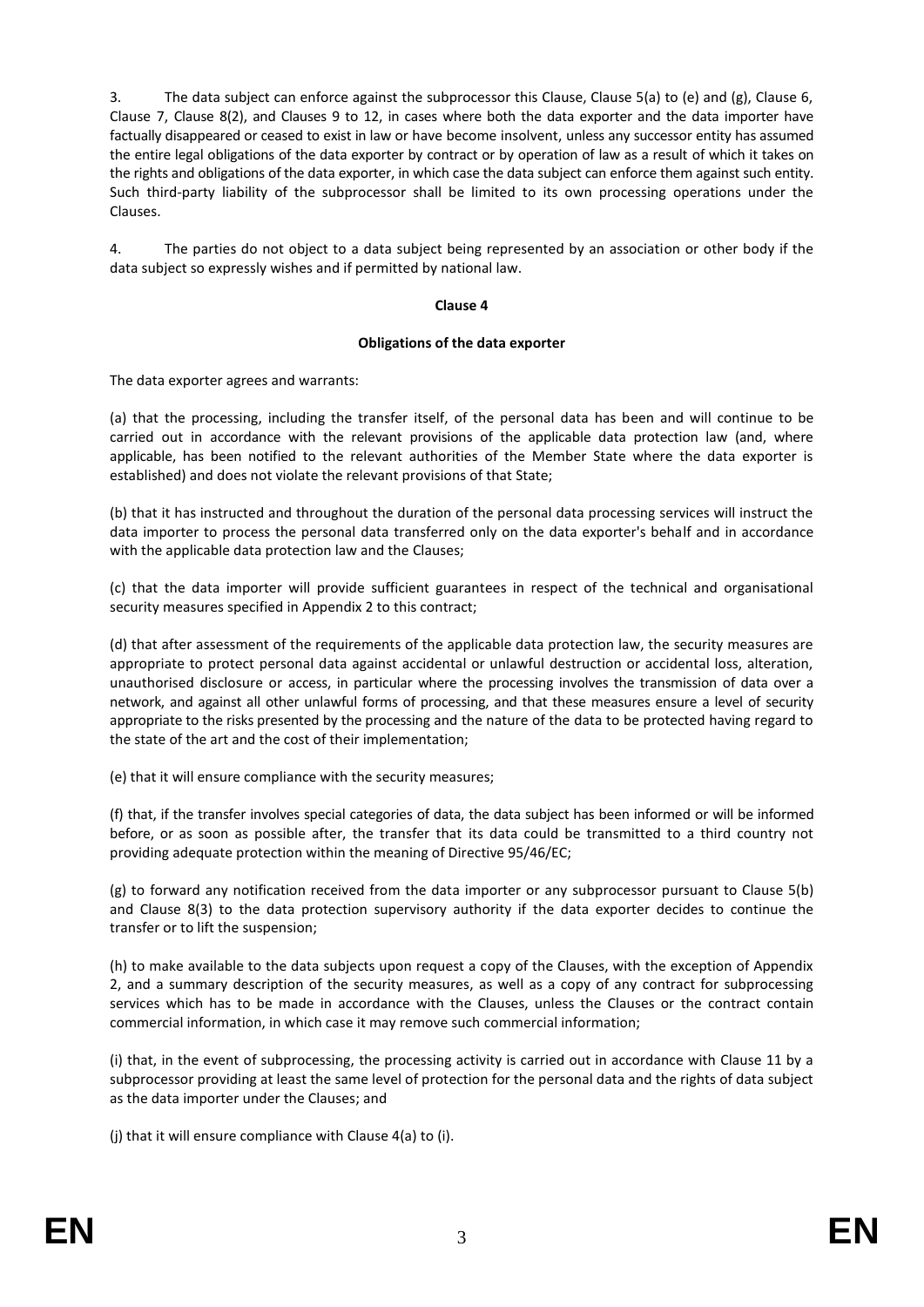3. The data subject can enforce against the subprocessor this Clause, Clause 5(a) to (e) and (g), Clause 6, Clause 7, Clause 8(2), and Clauses 9 to 12, in cases where both the data exporter and the data importer have factually disappeared or ceased to exist in law or have become insolvent, unless any successor entity has assumed the entire legal obligations of the data exporter by contract or by operation of law as a result of which it takes on the rights and obligations of the data exporter, in which case the data subject can enforce them against such entity. Such third-party liability of the subprocessor shall be limited to its own processing operations under the Clauses.

4. The parties do not object to a data subject being represented by an association or other body if the data subject so expressly wishes and if permitted by national law.

**Clause 4**

**Obligations of the data exporter**

The data exporter agrees and warrants:

(a) that the processing, including the transfer itself, of the personal data has been and will continue to be carried out in accordance with the relevant provisions of the applicable data protection law (and, where applicable, has been notified to the relevant authorities of the Member State where the data exporter is established) and does not violate the relevant provisions of that State;

(b) that it has instructed and throughout the duration of the personal data processing services will instruct the data importer to process the personal data transferred only on the data exporter's behalf and in accordance with the applicable data protection law and the Clauses;

(c) that the data importer will provide sufficient guarantees in respect of the technical and organisational security measures specified in Appendix 2 to this contract;

(d) that after assessment of the requirements of the applicable data protection law, the security measures are appropriate to protect personal data against accidental or unlawful destruction or accidental loss, alteration, unauthorised disclosure or access, in particular where the processing involves the transmission of data over a network, and against all other unlawful forms of processing, and that these measures ensure a level of security appropriate to the risks presented by the processing and the nature of the data to be protected having regard to the state of the art and the cost of their implementation;

(e) that it will ensure compliance with the security measures;

(f) that, if the transfer involves special categories of data, the data subject has been informed or will be informed before, or as soon as possible after, the transfer that its data could be transmitted to a third country not providing adequate protection within the meaning of Directive 95/46/EC;

(g) to forward any notification received from the data importer or any subprocessor pursuant to Clause 5(b) and Clause 8(3) to the data protection supervisory authority if the data exporter decides to continue the transfer or to lift the suspension;

(h) to make available to the data subjects upon request a copy of the Clauses, with the exception of Appendix 2, and a summary description of the security measures, as well as a copy of any contract for subprocessing services which has to be made in accordance with the Clauses, unless the Clauses or the contract contain commercial information, in which case it may remove such commercial information;

(i) that, in the event of subprocessing, the processing activity is carried out in accordance with Clause 11 by a subprocessor providing at least the same level of protection for the personal data and the rights of data subject as the data importer under the Clauses; and

(j) that it will ensure compliance with Clause 4(a) to (i).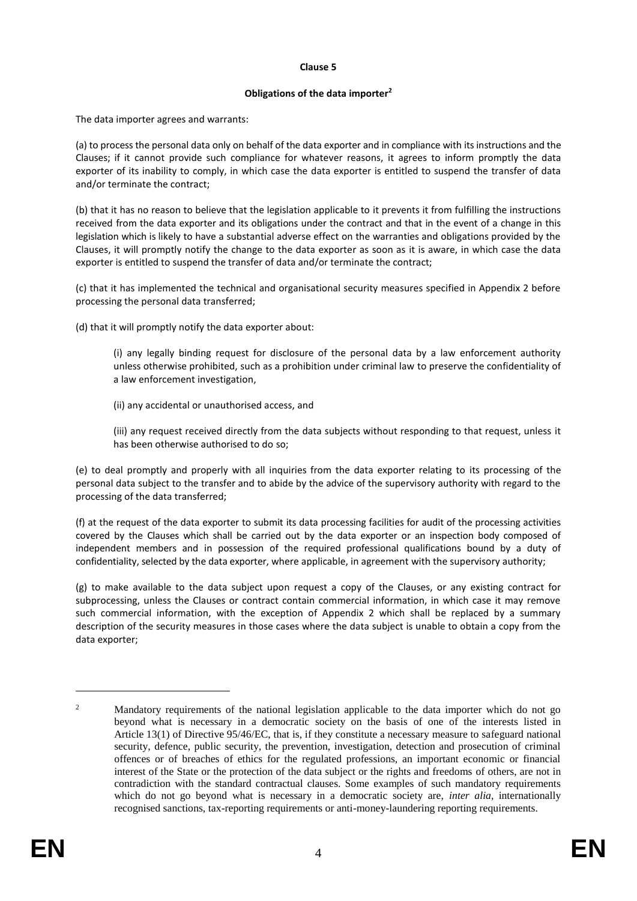**Clause 5**

**Obligations of the data importer**[2]

The data importer agrees and warrants:

(a) to process the personal data only on behalf of the data exporter and in compliance with its instructions and the Clauses; if it cannot provide such compliance for whatever reasons, it agrees to inform promptly the data exporter of its inability to comply, in which case the data exporter is entitled to suspend the transfer of data and/or terminate the contract;

(b) that it has no reason to believe that the legislation applicable to it prevents it from fulfilling the instructions received from the data exporter and its obligations under the contract and that in the event of a change in this legislation which is likely to have a substantial adverse effect on the warranties and obligations provided by the Clauses, it will promptly notify the change to the data exporter as soon as it is aware, in which case the data exporter is entitled to suspend the transfer of data and/or terminate the contract;

(c) that it has implemented the technical and organisational security measures specified in Appendix 2 before processing the personal data transferred;

(d) that it will promptly notify the data exporter about:

> (i) any legally binding request for disclosure of the personal data by a law enforcement authority unless otherwise prohibited, such as a prohibition under criminal law to preserve the confidentiality of a law enforcement investigation,
>
> (ii) any accidental or unauthorised access, and
>
> (iii) any request received directly from the data subjects without responding to that request, unless it has been otherwise authorised to do so;

(e) to deal promptly and properly with all inquiries from the data exporter relating to its processing of the personal data subject to the transfer and to abide by the advice of the supervisory authority with regard to the processing of the data transferred;

(f) at the request of the data exporter to submit its data processing facilities for audit of the processing activities covered by the Clauses which shall be carried out by the data exporter or an inspection body composed of independent members and in possession of the required professional qualifications bound by a duty of confidentiality, selected by the data exporter, where applicable, in agreement with the supervisory authority;

(g) to make available to the data subject upon request a copy of the Clauses, or any existing contract for subprocessing, unless the Clauses or contract contain commercial information, in which case it may remove such commercial information, with the exception of Appendix 2 which shall be replaced by a summary description of the security measures in those cases where the data subject is unable to obtain a copy from the data exporter;

---

[2] Mandatory requirements of the national legislation applicable to the data importer which do not go beyond what is necessary in a democratic society on the basis of one of the interests listed in Article 13(1) of Directive 95/46/EC, that is, if they constitute a necessary measure to safeguard national security, defence, public security, the prevention, investigation, detection and prosecution of criminal offences or of breaches of ethics for the regulated professions, an important economic or financial interest of the State or the protection of the data subject or the rights and freedoms of others, are not in contradiction with the standard contractual clauses. Some examples of such mandatory requirements which do not go beyond what is necessary in a democratic society are, *inter alia*, internationally recognised sanctions, tax-reporting requirements or anti-money-laundering reporting requirements.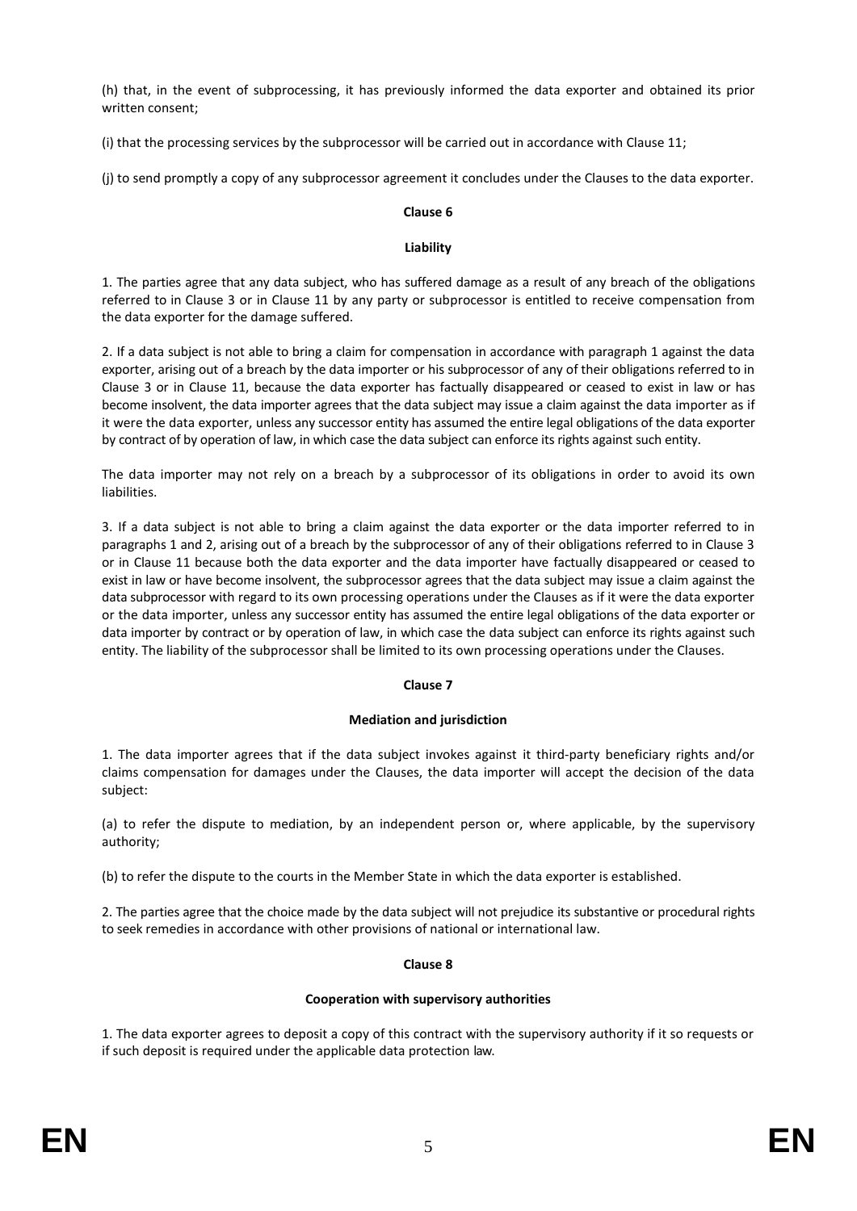(h) that, in the event of subprocessing, it has previously informed the data exporter and obtained its prior written consent;

(i) that the processing services by the subprocessor will be carried out in accordance with Clause 11;

(j) to send promptly a copy of any subprocessor agreement it concludes under the Clauses to the data exporter.

**Clause 6**

**Liability**

1. The parties agree that any data subject, who has suffered damage as a result of any breach of the obligations referred to in Clause 3 or in Clause 11 by any party or subprocessor is entitled to receive compensation from the data exporter for the damage suffered.

2. If a data subject is not able to bring a claim for compensation in accordance with paragraph 1 against the data exporter, arising out of a breach by the data importer or his subprocessor of any of their obligations referred to in Clause 3 or in Clause 11, because the data exporter has factually disappeared or ceased to exist in law or has become insolvent, the data importer agrees that the data subject may issue a claim against the data importer as if it were the data exporter, unless any successor entity has assumed the entire legal obligations of the data exporter by contract of by operation of law, in which case the data subject can enforce its rights against such entity.

The data importer may not rely on a breach by a subprocessor of its obligations in order to avoid its own liabilities.

3. If a data subject is not able to bring a claim against the data exporter or the data importer referred to in paragraphs 1 and 2, arising out of a breach by the subprocessor of any of their obligations referred to in Clause 3 or in Clause 11 because both the data exporter and the data importer have factually disappeared or ceased to exist in law or have become insolvent, the subprocessor agrees that the data subject may issue a claim against the data subprocessor with regard to its own processing operations under the Clauses as if it were the data exporter or the data importer, unless any successor entity has assumed the entire legal obligations of the data exporter or data importer by contract or by operation of law, in which case the data subject can enforce its rights against such entity. The liability of the subprocessor shall be limited to its own processing operations under the Clauses.

**Clause 7**

**Mediation and jurisdiction**

1. The data importer agrees that if the data subject invokes against it third-party beneficiary rights and/or claims compensation for damages under the Clauses, the data importer will accept the decision of the data subject:

(a) to refer the dispute to mediation, by an independent person or, where applicable, by the supervisory authority;

(b) to refer the dispute to the courts in the Member State in which the data exporter is established.

2. The parties agree that the choice made by the data subject will not prejudice its substantive or procedural rights to seek remedies in accordance with other provisions of national or international law.

**Clause 8**

**Cooperation with supervisory authorities**

1. The data exporter agrees to deposit a copy of this contract with the supervisory authority if it so requests or if such deposit is required under the applicable data protection law.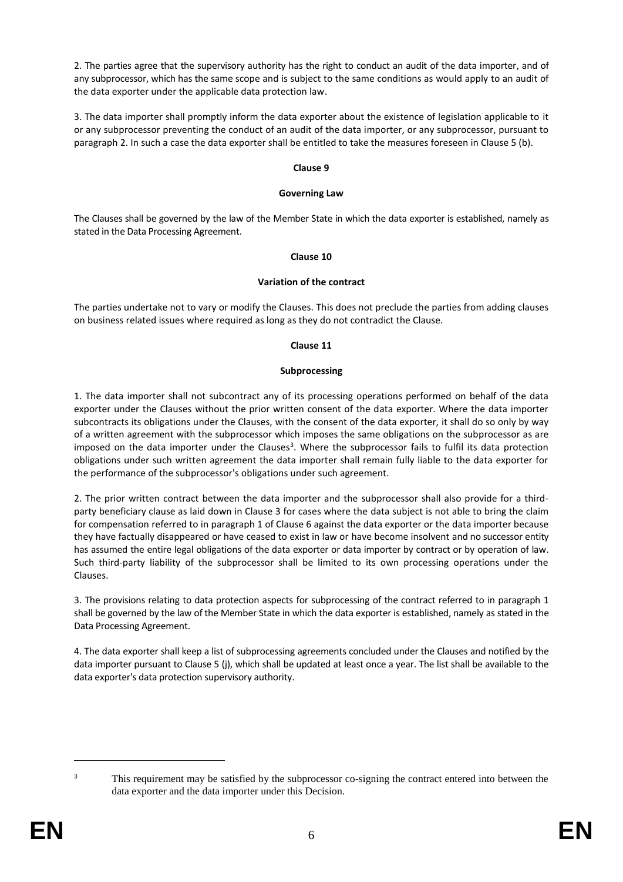2. The parties agree that the supervisory authority has the right to conduct an audit of the data importer, and of any subprocessor, which has the same scope and is subject to the same conditions as would apply to an audit of the data exporter under the applicable data protection law.

3. The data importer shall promptly inform the data exporter about the existence of legislation applicable to it or any subprocessor preventing the conduct of an audit of the data importer, or any subprocessor, pursuant to paragraph 2. In such a case the data exporter shall be entitled to take the measures foreseen in Clause 5 (b).

**Clause 9**

**Governing Law**

The Clauses shall be governed by the law of the Member State in which the data exporter is established, namely as stated in the Data Processing Agreement.

**Clause 10**

**Variation of the contract**

The parties undertake not to vary or modify the Clauses. This does not preclude the parties from adding clauses on business related issues where required as long as they do not contradict the Clause.

**Clause 11**

**Subprocessing**

1. The data importer shall not subcontract any of its processing operations performed on behalf of the data exporter under the Clauses without the prior written consent of the data exporter. Where the data importer subcontracts its obligations under the Clauses, with the consent of the data exporter, it shall do so only by way of a written agreement with the subprocessor which imposes the same obligations on the subprocessor as are imposed on the data importer under the Clauses[3]. Where the subprocessor fails to fulfil its data protection obligations under such written agreement the data importer shall remain fully liable to the data exporter for the performance of the subprocessor's obligations under such agreement.

2. The prior written contract between the data importer and the subprocessor shall also provide for a third-party beneficiary clause as laid down in Clause 3 for cases where the data subject is not able to bring the claim for compensation referred to in paragraph 1 of Clause 6 against the data exporter or the data importer because they have factually disappeared or have ceased to exist in law or have become insolvent and no successor entity has assumed the entire legal obligations of the data exporter or data importer by contract or by operation of law. Such third-party liability of the subprocessor shall be limited to its own processing operations under the Clauses.

3. The provisions relating to data protection aspects for subprocessing of the contract referred to in paragraph 1 shall be governed by the law of the Member State in which the data exporter is established, namely as stated in the Data Processing Agreement.

4. The data exporter shall keep a list of subprocessing agreements concluded under the Clauses and notified by the data importer pursuant to Clause 5 (j), which shall be updated at least once a year. The list shall be available to the data exporter's data protection supervisory authority.

---

[3] This requirement may be satisfied by the subprocessor co-signing the contract entered into between the data exporter and the data importer under this Decision.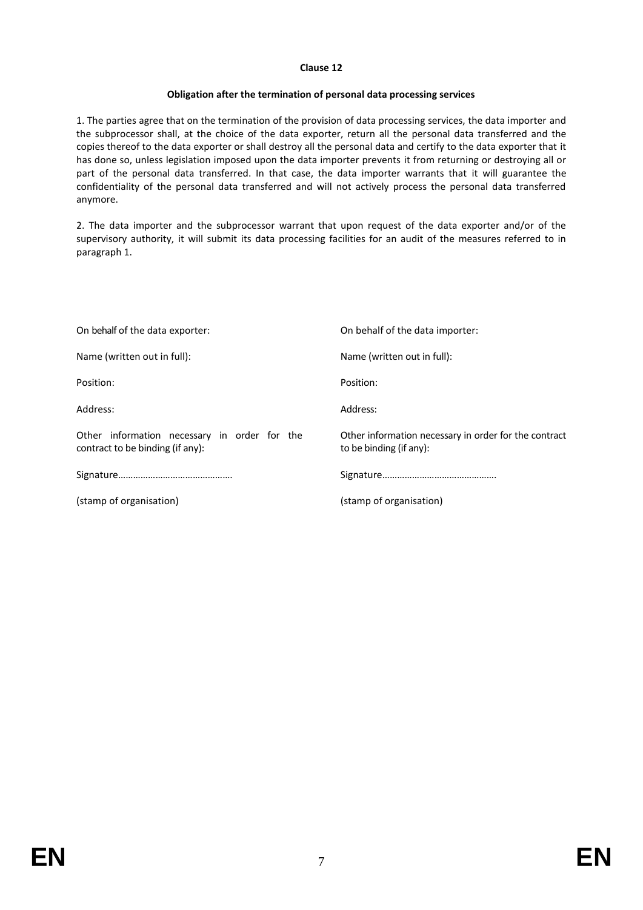**Clause 12**

**Obligation after the termination of personal data processing services**

1. The parties agree that on the termination of the provision of data processing services, the data importer and the subprocessor shall, at the choice of the data exporter, return all the personal data transferred and the copies thereof to the data exporter or shall destroy all the personal data and certify to the data exporter that it has done so, unless legislation imposed upon the data importer prevents it from returning or destroying all or part of the personal data transferred. In that case, the data importer warrants that it will guarantee the confidentiality of the personal data transferred and will not actively process the personal data transferred anymore.

2. The data importer and the subprocessor warrant that upon request of the data exporter and/or of the supervisory authority, it will submit its data processing facilities for an audit of the measures referred to in paragraph 1.

On behalf of the data exporter:

Name (written out in full):

Position:

Address:

Other information necessary in order for the contract to be binding (if any):

Signature……………………………………….

(stamp of organisation)

On behalf of the data importer:

Name (written out in full):

Position:

Address:

Other information necessary in order for the contract to be binding (if any):

Signature……………………………………….

(stamp of organisation)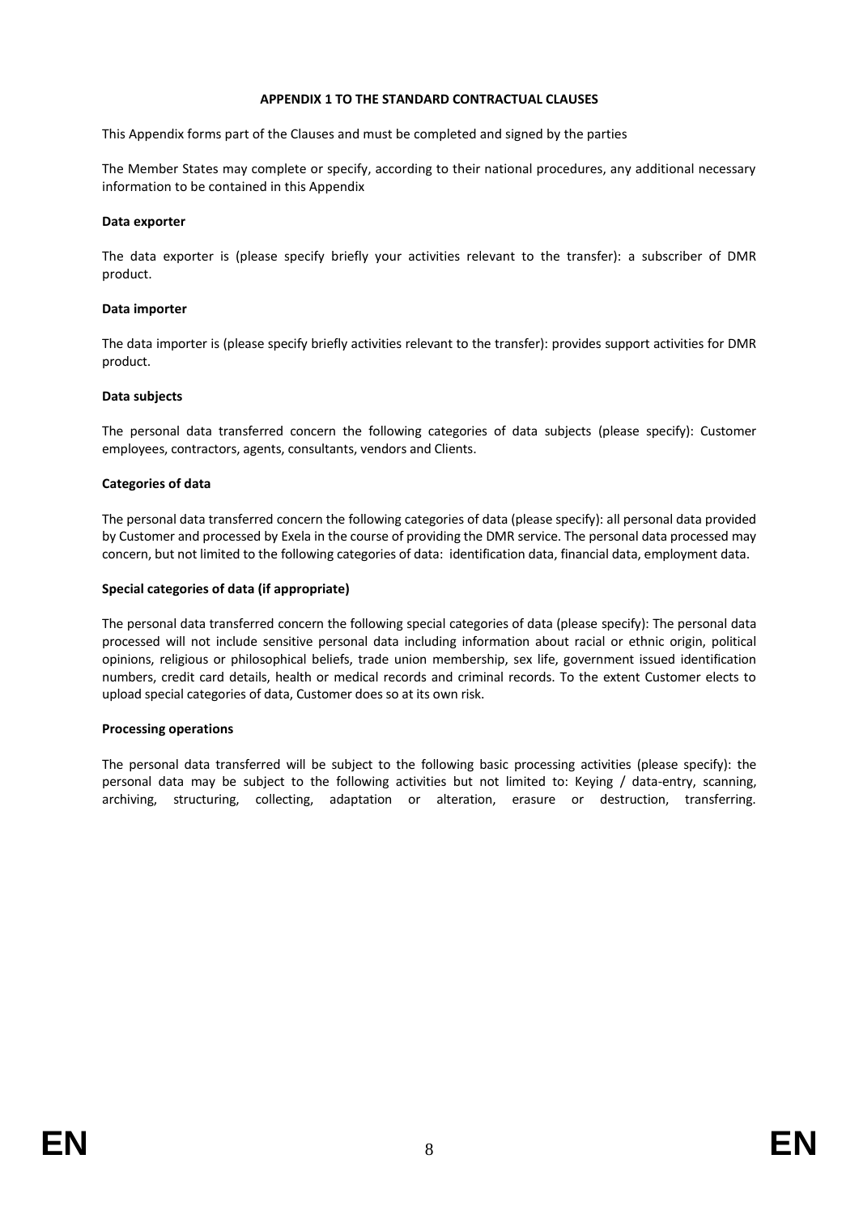## APPENDIX 1 TO THE STANDARD CONTRACTUAL CLAUSES

This Appendix forms part of the Clauses and must be completed and signed by the parties

The Member States may complete or specify, according to their national procedures, any additional necessary information to be contained in this Appendix

**Data exporter**

The data exporter is (please specify briefly your activities relevant to the transfer): a subscriber of DMR product.

**Data importer**

The data importer is (please specify briefly activities relevant to the transfer): provides support activities for DMR product.

**Data subjects**

The personal data transferred concern the following categories of data subjects (please specify): Customer employees, contractors, agents, consultants, vendors and Clients.

**Categories of data**

The personal data transferred concern the following categories of data (please specify): all personal data provided by Customer and processed by Exela in the course of providing the DMR service. The personal data processed may concern, but not limited to the following categories of data: identification data, financial data, employment data.

**Special categories of data (if appropriate)**

The personal data transferred concern the following special categories of data (please specify): The personal data processed will not include sensitive personal data including information about racial or ethnic origin, political opinions, religious or philosophical beliefs, trade union membership, sex life, government issued identification numbers, credit card details, health or medical records and criminal records. To the extent Customer elects to upload special categories of data, Customer does so at its own risk.

**Processing operations**

The personal data transferred will be subject to the following basic processing activities (please specify): the personal data may be subject to the following activities but not limited to: Keying / data-entry, scanning, archiving, structuring, collecting, adaptation or alteration, erasure or destruction, transferring.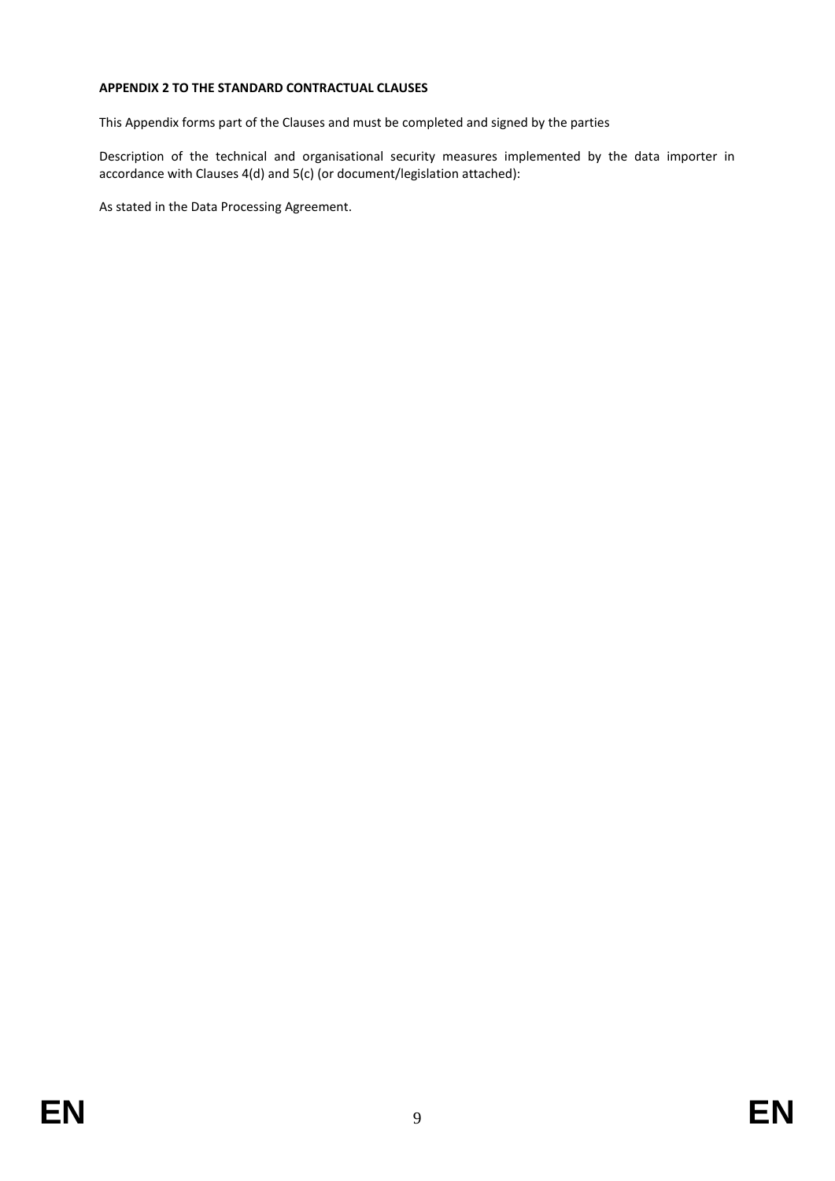**APPENDIX 2 TO THE STANDARD CONTRACTUAL CLAUSES**

This Appendix forms part of the Clauses and must be completed and signed by the parties

Description of the technical and organisational security measures implemented by the data importer in accordance with Clauses 4(d) and 5(c) (or document/legislation attached):

As stated in the Data Processing Agreement.